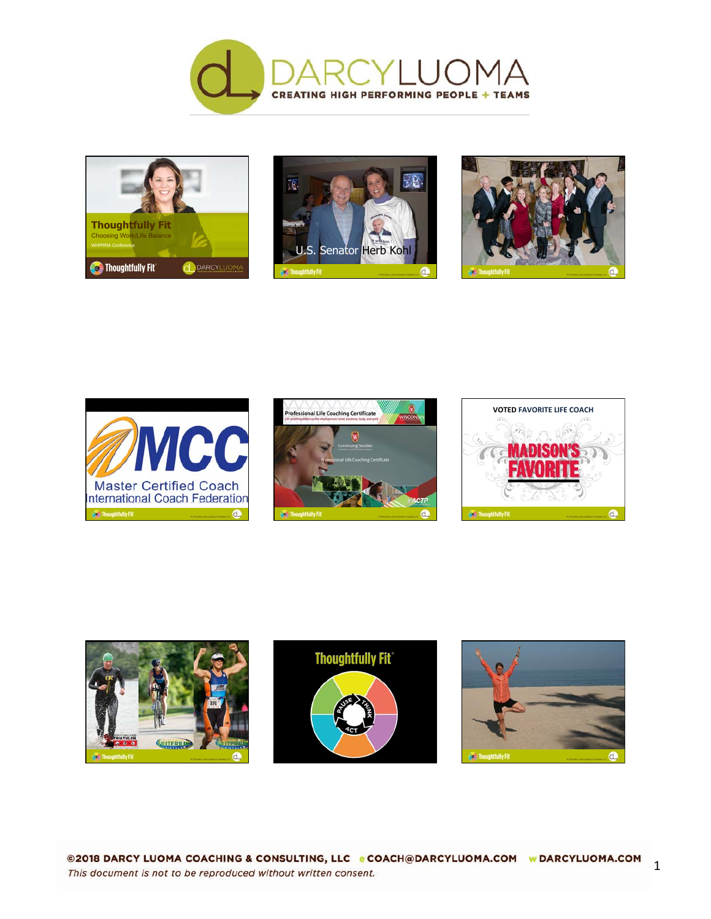# DARCYLUOMA

CREATING HIGH PERFORMING PEOPLE + TEAMS

**Thoughtfully Fit**

Choosing Work/Life Balance

WHPMMA Conference

U.S. Senator Herb Kohl

MCC

Master Certified Coach

International Coach Federation

Professional Life Coaching Certificate

VOTED FAVORITE LIFE COACH

MADISON'S FAVORITE

Thoughtfully Fit

PAUSE THINK ACT

©2018 DARCY LUOMA COACHING & CONSULTING, LLC e COACH@DARCYLUOMA.COM w DARCYLUOMA.COM

*This document is not to be reproduced without written consent.*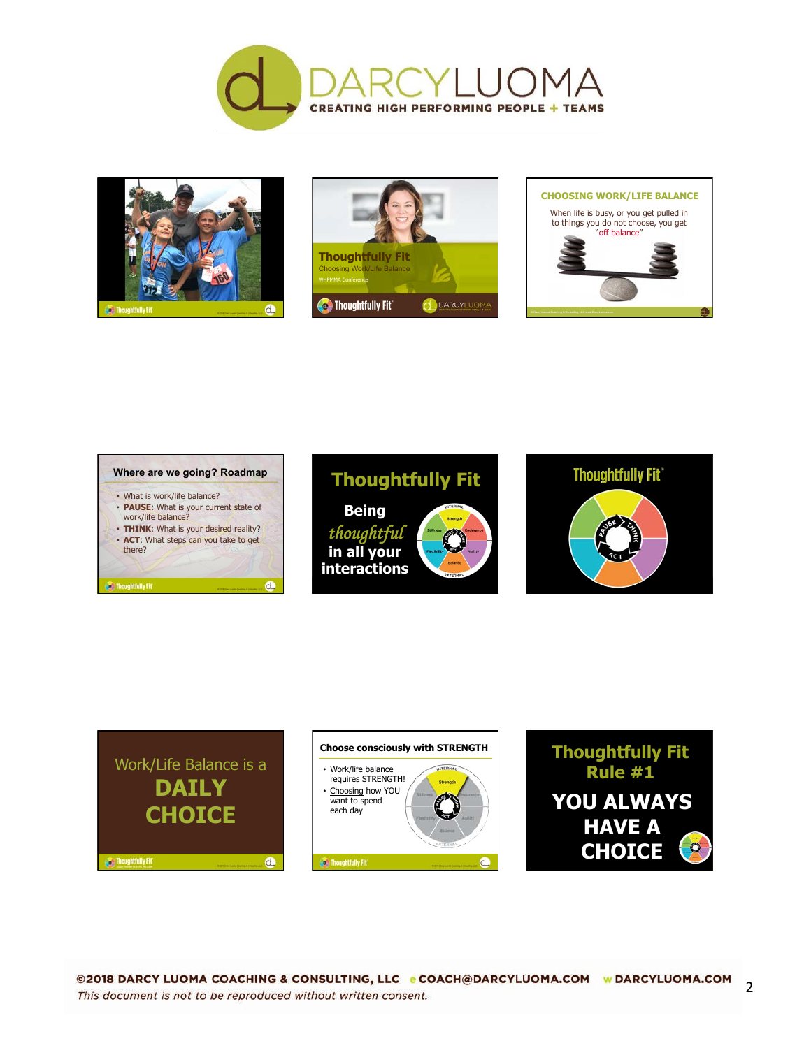# DARCYLUOMA

**CREATING HIGH PERFORMING PEOPLE + TEAMS**

---

Thoughtfully Fit

**Thoughtfully Fit**

Choosing Work/Life Balance

WHPMMA Conference

Thoughtfully Fit

DARCYLUOMA

---

**CHOOSING WORK/LIFE BALANCE**

When life is busy, or you get pulled in to things you do not choose, you get "off balance"

---

**Where are we going? Roadmap**

- What is work/life balance?
- **PAUSE**: What is your current state of work/life balance?
- **THINK**: What is your desired reality?
- **ACT**: What steps can you take to get there?

---

## Thoughtfully Fit

**Being** *thoughtful* **in all your interactions**

---

Thoughtfully Fit®

PAUSE · THINK · ACT

---

Work/Life Balance is a **DAILY CHOICE**

---

**Choose consciously with STRENGTH**

- Work/life balance requires STRENGTH!
- Choosing how YOU want to spend each day

---

**Thoughtfully Fit Rule #1**

**YOU ALWAYS HAVE A CHOICE**

---

©2018 DARCY LUOMA COACHING & CONSULTING, LLC e COACH@DARCYLUOMA.COM w DARCYLUOMA.COM

*This document is not to be reproduced without written consent.*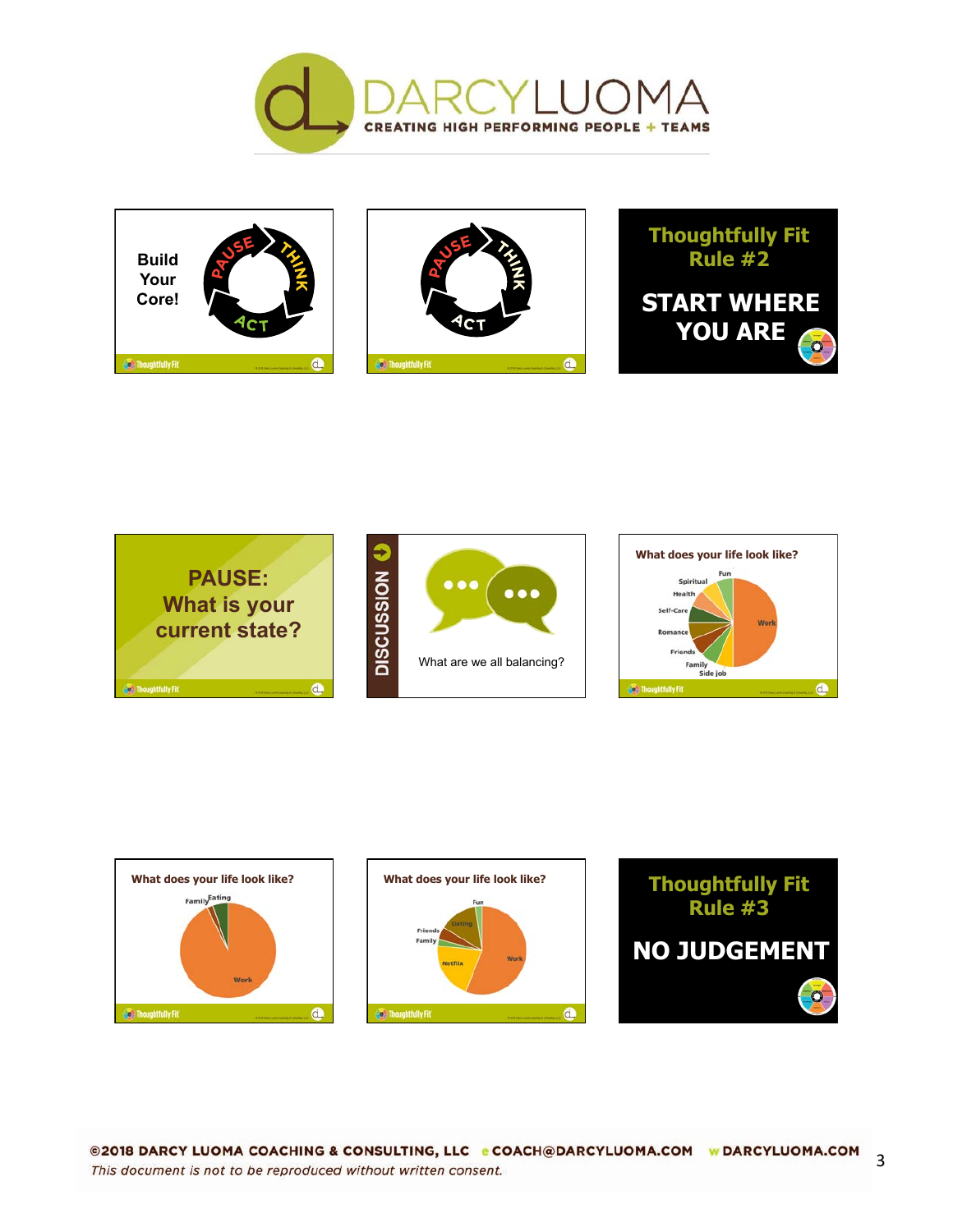DARCYLUOMA

CREATING HIGH PERFORMING PEOPLE + TEAMS

Build Your Core!

PAUSE THINK ACT

PAUSE THINK ACT

**Thoughtfully Fit Rule #2**

**START WHERE YOU ARE**

**PAUSE: What is your current state?**

DISCUSSION

What are we all balancing?

What does your life look like?

Fun, Spiritual, Health, Self-Care, Romance, Friends, Family, Side job, Work

What does your life look like?

Family, Eating, Work

What does your life look like?

Fun, Dating, Friends, Family, Netflix, Work

**Thoughtfully Fit Rule #3**

**NO JUDGEMENT**

©2018 DARCY LUOMA COACHING & CONSULTING, LLC e COACH@DARCYLUOMA.COM w DARCYLUOMA.COM

*This document is not to be reproduced without written consent.*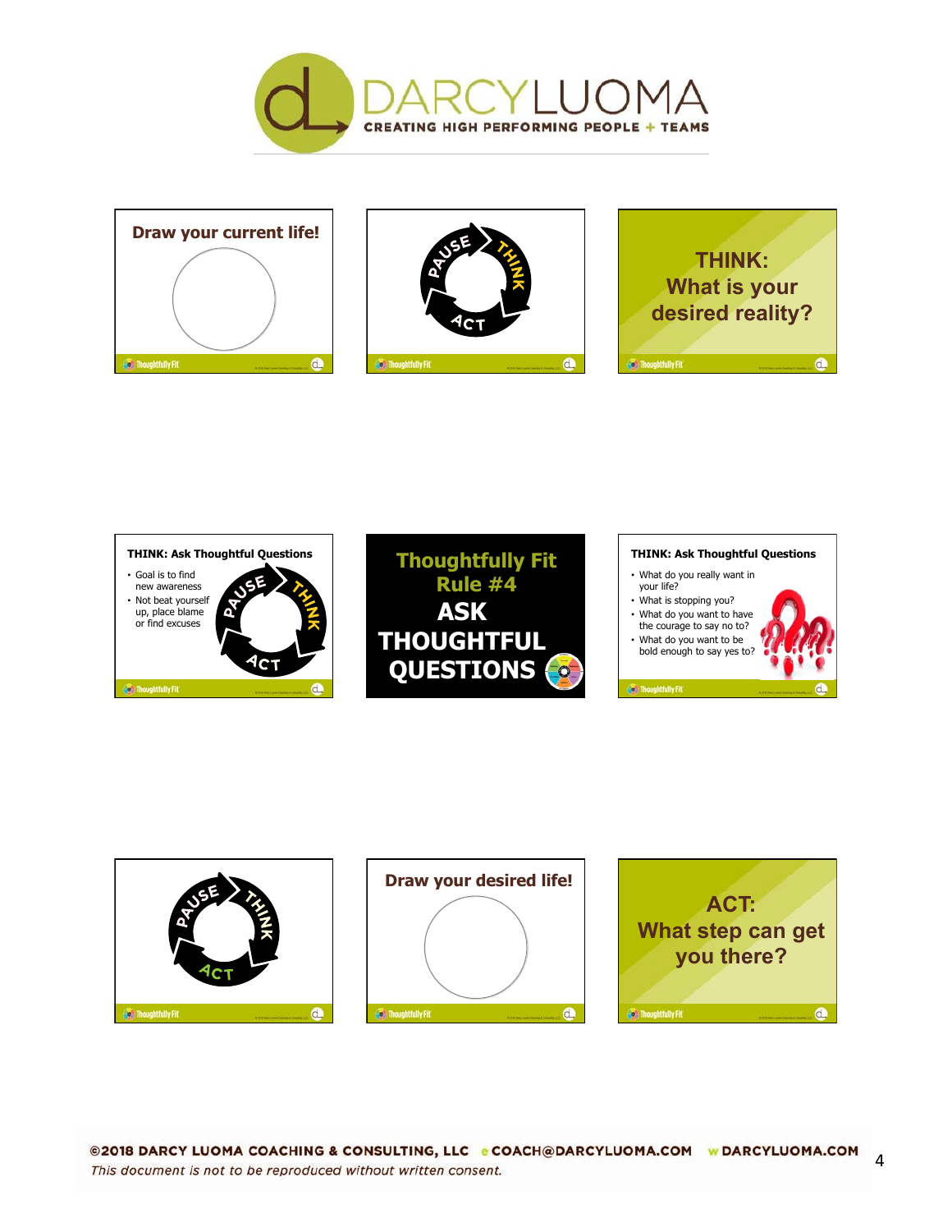DARCYLUOMA
CREATING HIGH PERFORMING PEOPLE + TEAMS

**Draw your current life!**

PAUSE THINK ACT

**THINK: What is your desired reality?**

**THINK: Ask Thoughtful Questions**

- Goal is to find new awareness
- Not beat yourself up, place blame or find excuses

**Thoughtfully Fit Rule #4**
**ASK THOUGHTFUL QUESTIONS**

**THINK: Ask Thoughtful Questions**

- What do you really want in your life?
- What is stopping you?
- What do you want to have the courage to say no to?
- What do you want to be bold enough to say yes to?

PAUSE THINK ACT

**Draw your desired life!**

**ACT: What step can get you there?**

©2018 DARCY LUOMA COACHING & CONSULTING, LLC e COACH@DARCYLUOMA.COM w DARCYLUOMA.COM

*This document is not to be reproduced without written consent.*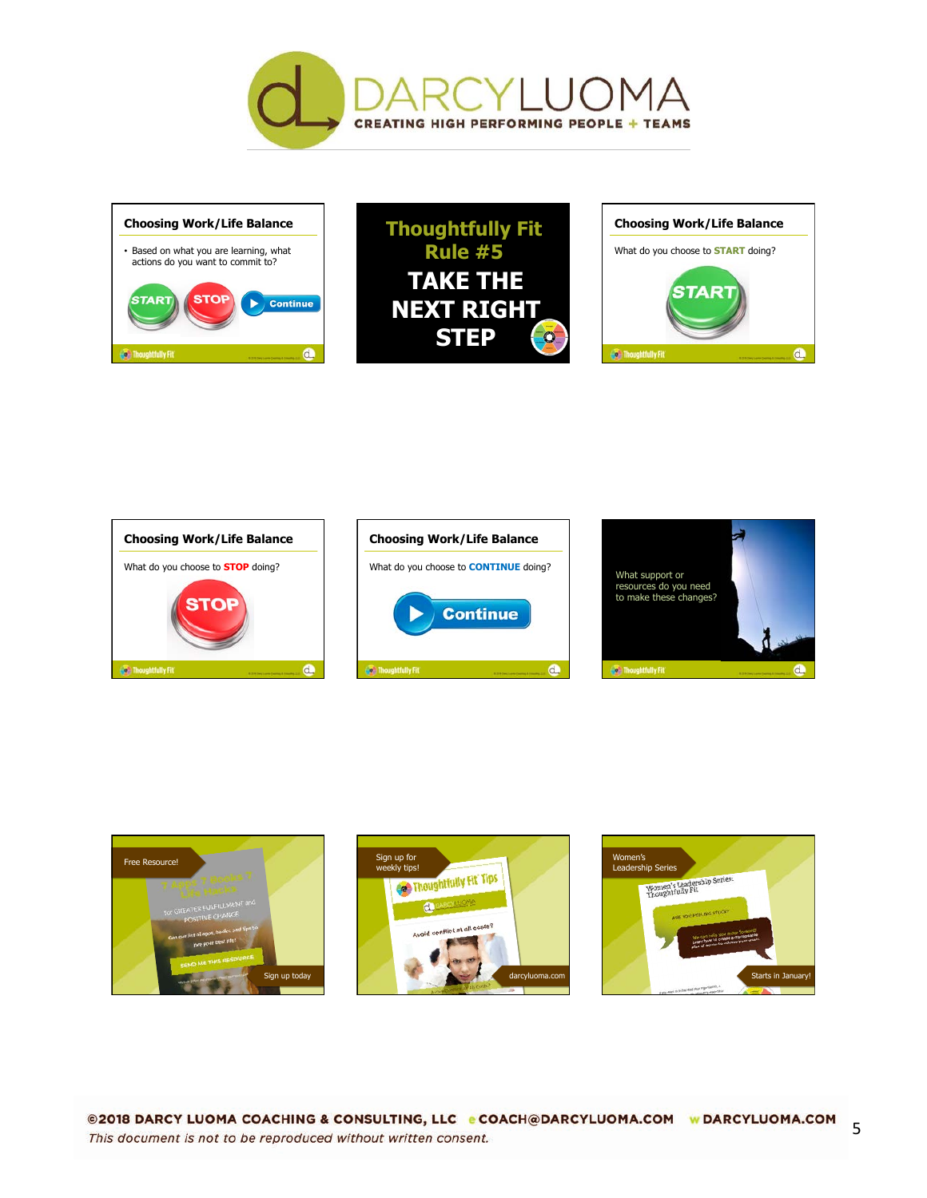# DARCYLUOMA

**CREATING HIGH PERFORMING PEOPLE + TEAMS**

## Choosing Work/Life Balance

- Based on what you are learning, what actions do you want to commit to?

START STOP Continue

## Thoughtfully Fit Rule #5

**TAKE THE NEXT RIGHT STEP**

## Choosing Work/Life Balance

What do you choose to **START** doing?

START

## Choosing Work/Life Balance

What do you choose to **STOP** doing?

STOP

## Choosing Work/Life Balance

What do you choose to **CONTINUE** doing?

Continue

What support or resources do you need to make these changes?

Free Resource!

Sign up today

Sign up for weekly tips!

darcyluoma.com

Women's Leadership Series

Starts in January!

**©2018 DARCY LUOMA COACHING & CONSULTING, LLC** **e COACH@DARCYLUOMA.COM** **w DARCYLUOMA.COM**

*This document is not to be reproduced without written consent.*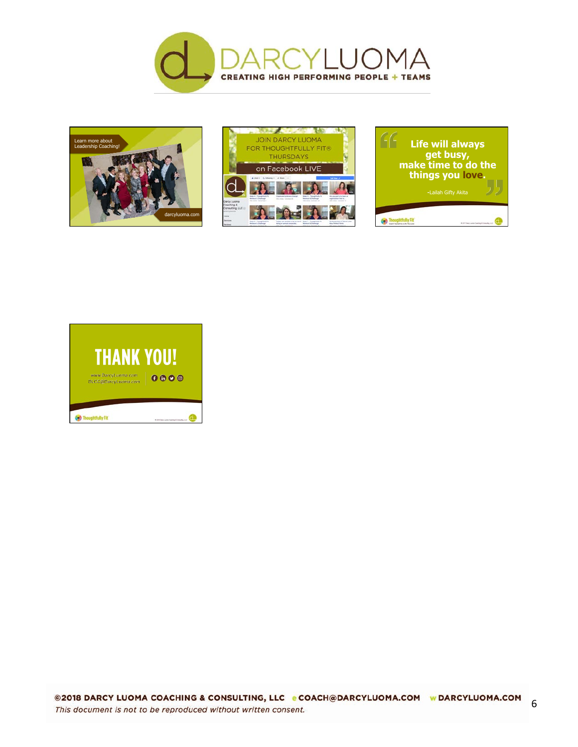Learn more about Leadership Coaching!

darcyluoma.com

JOIN DARCY LUOMA FOR THOUGHTFULLY FIT® THURSDAYS

on Facebook LIVE

Life will always get busy, make time to do the things you **love**.

-Lailah Gifty Akita

# THANK YOU!

www.DarcyLuoma.com

DLCC@DarcyLuoma.com